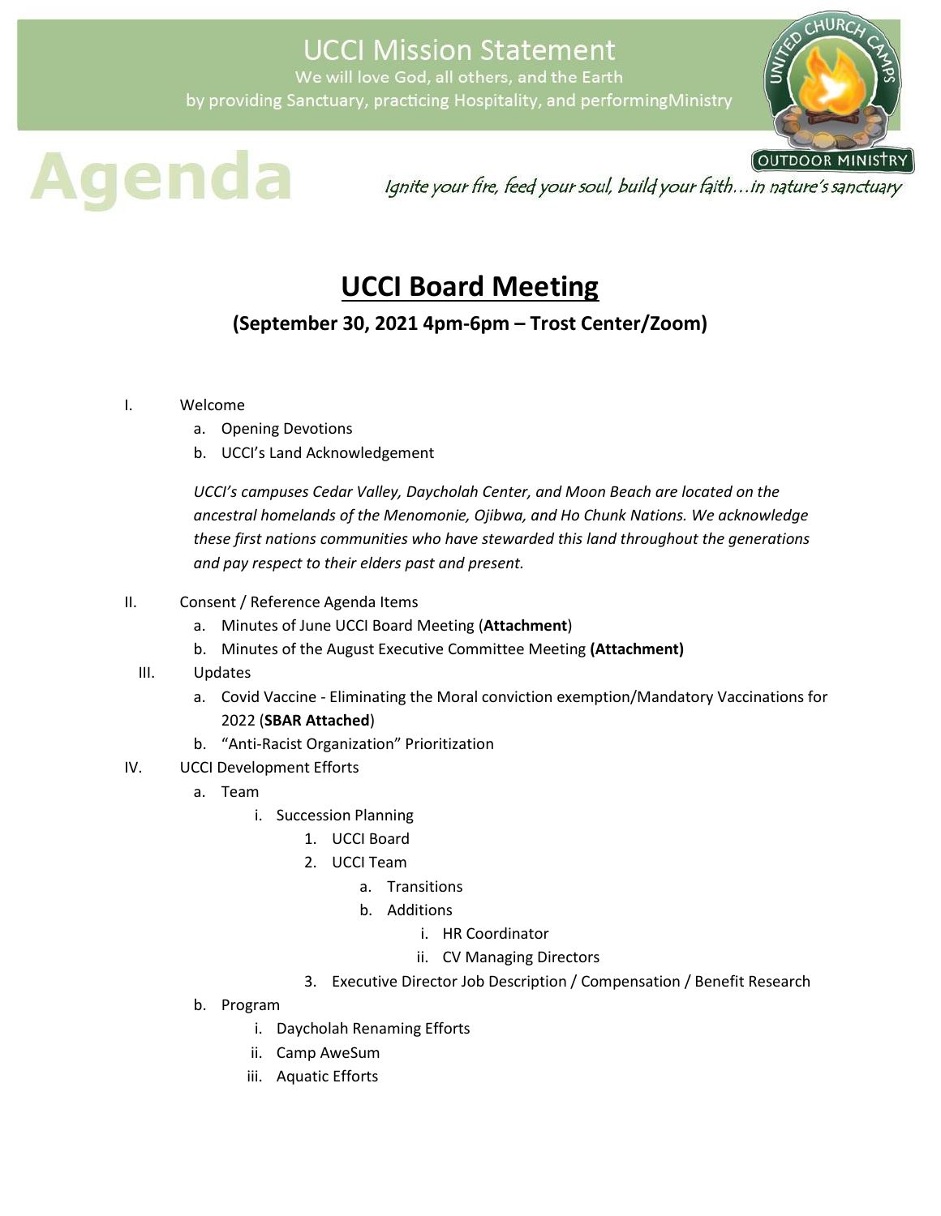UCCI Mission Statement

We will love God, all others, and the Earth
by providing Sanctuary, practicing Hospitality, and performingMinistry

UNITED CHURCH CAMPS
OUTDOOR MINISTRY

# Agenda

*Ignite your fire, feed your soul, build your faith…in nature's sanctuary*

## UCCI Board Meeting

### (September 30, 2021 4pm-6pm – Trost Center/Zoom)

I. Welcome
  a. Opening Devotions
  b. UCCI's Land Acknowledgement

  *UCCI's campuses Cedar Valley, Daycholah Center, and Moon Beach are located on the ancestral homelands of the Menomonie, Ojibwa, and Ho Chunk Nations. We acknowledge these first nations communities who have stewarded this land throughout the generations and pay respect to their elders past and present.*

II. Consent / Reference Agenda Items
  a. Minutes of June UCCI Board Meeting (**Attachment**)
  b. Minutes of the August Executive Committee Meeting **(Attachment)**

III. Updates
  a. Covid Vaccine - Eliminating the Moral conviction exemption/Mandatory Vaccinations for 2022 (**SBAR Attached**)
  b. "Anti-Racist Organization" Prioritization

IV. UCCI Development Efforts
  a. Team
    i. Succession Planning
      1. UCCI Board
      2. UCCI Team
        a. Transitions
        b. Additions
          i. HR Coordinator
          ii. CV Managing Directors
      3. Executive Director Job Description / Compensation / Benefit Research
  b. Program
    i. Daycholah Renaming Efforts
    ii. Camp AweSum
    iii. Aquatic Efforts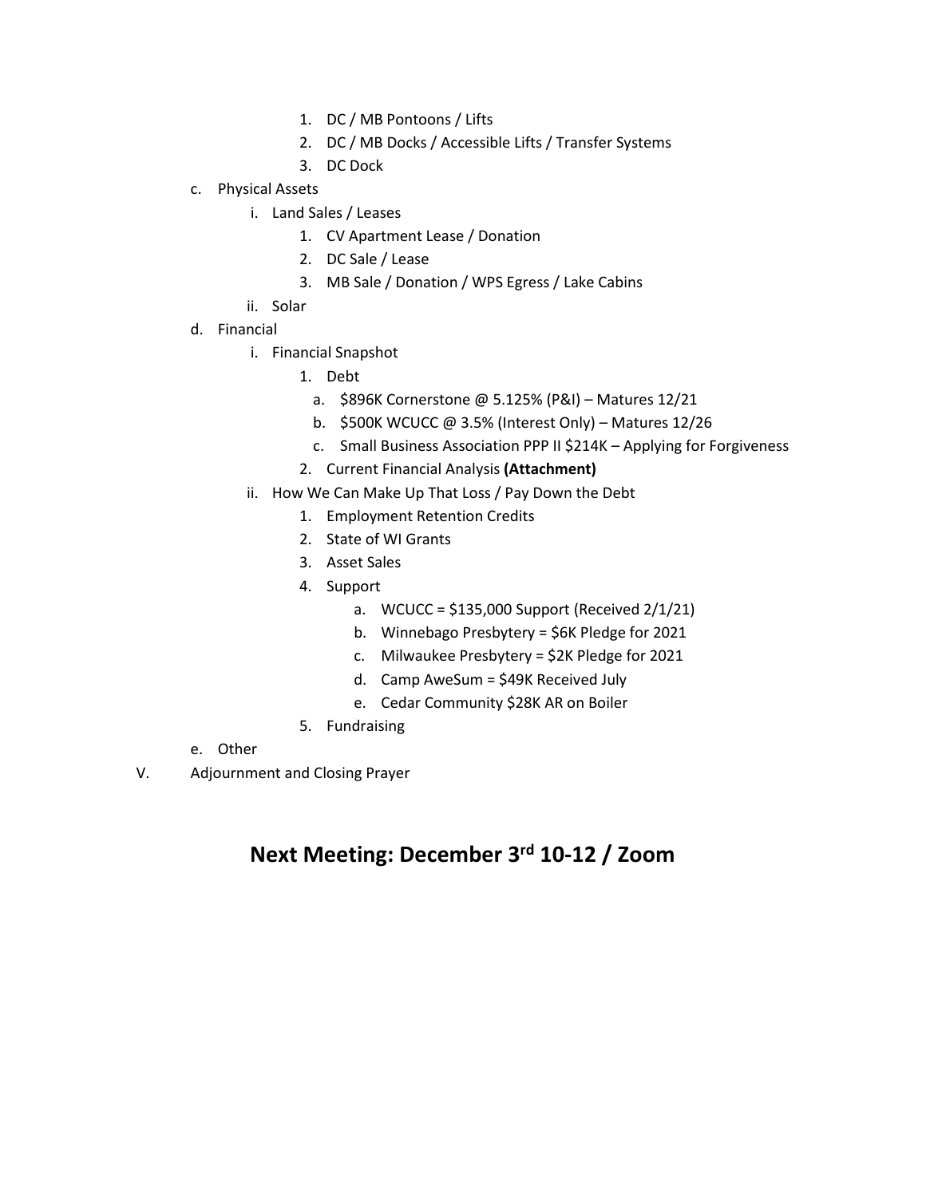1. DC / MB Pontoons / Lifts
        2. DC / MB Docks / Accessible Lifts / Transfer Systems
        3. DC Dock

c. Physical Assets
    i. Land Sales / Leases
        1. CV Apartment Lease / Donation
        2. DC Sale / Lease
        3. MB Sale / Donation / WPS Egress / Lake Cabins
    ii. Solar

d. Financial
    i. Financial Snapshot
        1. Debt
            a. $896K Cornerstone @ 5.125% (P&I) – Matures 12/21
            b. $500K WCUCC @ 3.5% (Interest Only) – Matures 12/26
            c. Small Business Association PPP II $214K – Applying for Forgiveness
        2. Current Financial Analysis **(Attachment)**
    ii. How We Can Make Up That Loss / Pay Down the Debt
        1. Employment Retention Credits
        2. State of WI Grants
        3. Asset Sales
        4. Support
            a. WCUCC = $135,000 Support (Received 2/1/21)
            b. Winnebago Presbytery = $6K Pledge for 2021
            c. Milwaukee Presbytery = $2K Pledge for 2021
            d. Camp AweSum = $49K Received July
            e. Cedar Community $28K AR on Boiler
        5. Fundraising

e. Other

V. Adjournment and Closing Prayer

## Next Meeting: December 3rd 10-12 / Zoom